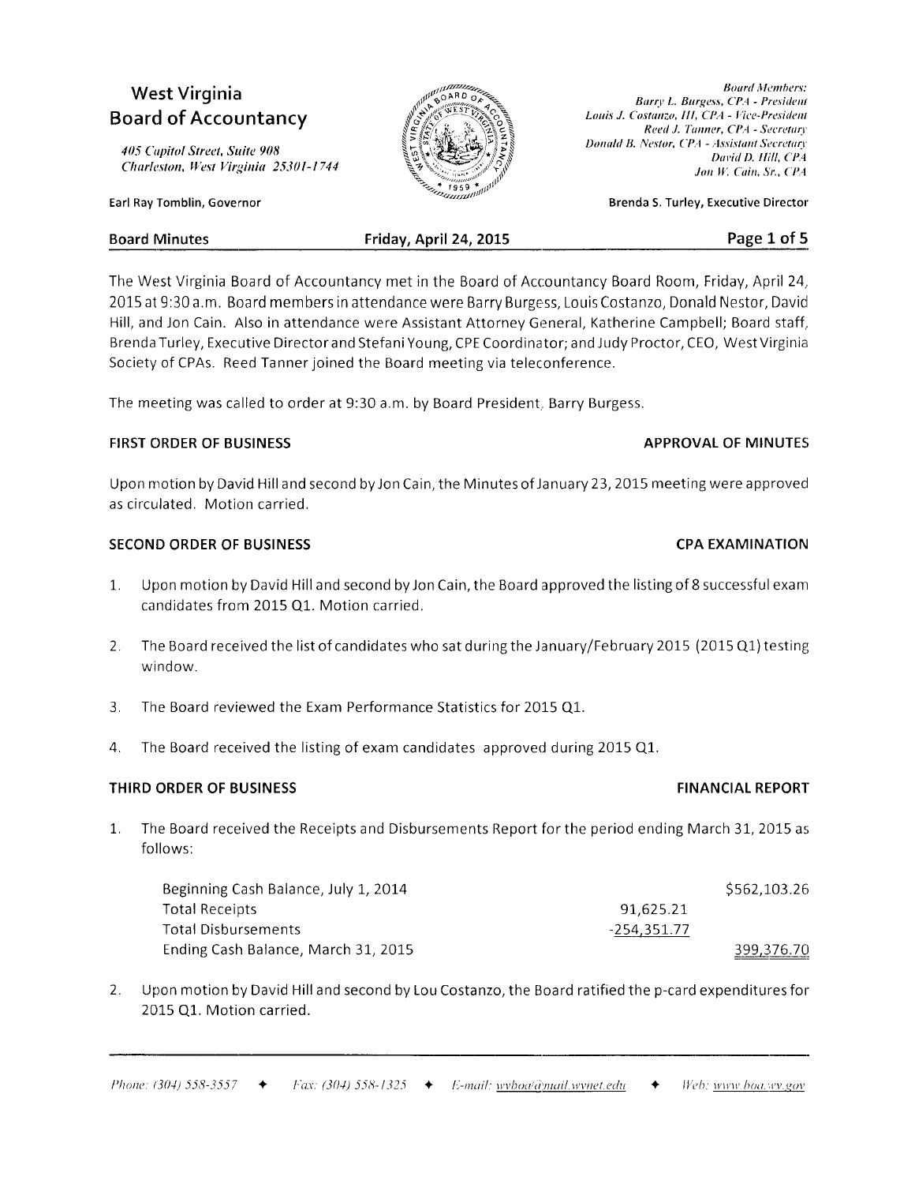# West Virginia Board of Accountancy

*405 Capitol Street, Suite 908*
*Charleston, West Virginia 25301-1744*

Earl Ray Tomblin, Governor

*Board Members:*
*Barry L. Burgess, CPA - President*
*Louis J. Costanzo, III, CPA - Vice-President*
*Reed J. Tanner, CPA - Secretary*
*Donald B. Nestor, CPA - Assistant Secretary*
*David D. Hill, CPA*
*Jon W. Cain, Sr., CPA*

Brenda S. Turley, Executive Director

**Board Minutes** — **Friday, April 24, 2015**

The West Virginia Board of Accountancy met in the Board of Accountancy Board Room, Friday, April 24, 2015 at 9:30 a.m. Board members in attendance were Barry Burgess, Louis Costanzo, Donald Nestor, David Hill, and Jon Cain. Also in attendance were Assistant Attorney General, Katherine Campbell; Board staff, Brenda Turley, Executive Director and Stefani Young, CPE Coordinator; and Judy Proctor, CEO, West Virginia Society of CPAs. Reed Tanner joined the Board meeting via teleconference.

The meeting was called to order at 9:30 a.m. by Board President, Barry Burgess.

## FIRST ORDER OF BUSINESS — APPROVAL OF MINUTES

Upon motion by David Hill and second by Jon Cain, the Minutes of January 23, 2015 meeting were approved as circulated. Motion carried.

## SECOND ORDER OF BUSINESS — CPA EXAMINATION

1. Upon motion by David Hill and second by Jon Cain, the Board approved the listing of 8 successful exam candidates from 2015 Q1. Motion carried.

2. The Board received the list of candidates who sat during the January/February 2015 (2015 Q1) testing window.

3. The Board reviewed the Exam Performance Statistics for 2015 Q1.

4. The Board received the listing of exam candidates approved during 2015 Q1.

## THIRD ORDER OF BUSINESS — FINANCIAL REPORT

1. The Board received the Receipts and Disbursements Report for the period ending March 31, 2015 as follows:

| | | |
|---|---|---|
| Beginning Cash Balance, July 1, 2014 | | $562,103.26 |
| Total Receipts | 91,625.21 | |
| Total Disbursements | -254,351.77 | |
| Ending Cash Balance, March 31, 2015 | | 399,376.70 |

2. Upon motion by David Hill and second by Lou Costanzo, the Board ratified the p-card expenditures for 2015 Q1. Motion carried.

*Phone: (304) 558-3557 ✦ Fax: (304) 558-1325 ✦ E-mail: wvboa@mail.wvnet.edu ✦ Web: www.boa.wv.gov*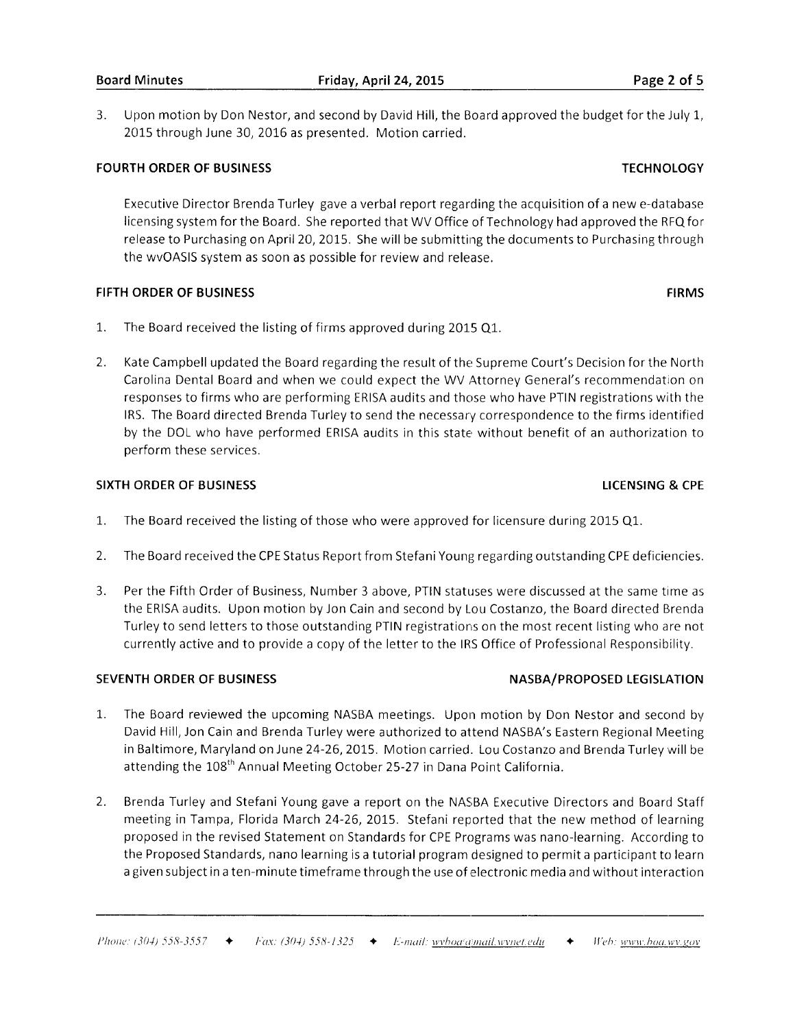3. Upon motion by Don Nestor, and second by David Hill, the Board approved the budget for the July 1, 2015 through June 30, 2016 as presented. Motion carried.

**FOURTH ORDER OF BUSINESS** **TECHNOLOGY**

Executive Director Brenda Turley gave a verbal report regarding the acquisition of a new e-database licensing system for the Board. She reported that WV Office of Technology had approved the RFQ for release to Purchasing on April 20, 2015. She will be submitting the documents to Purchasing through the wvOASIS system as soon as possible for review and release.

**FIFTH ORDER OF BUSINESS** **FIRMS**

1. The Board received the listing of firms approved during 2015 Q1.

2. Kate Campbell updated the Board regarding the result of the Supreme Court's Decision for the North Carolina Dental Board and when we could expect the WV Attorney General's recommendation on responses to firms who are performing ERISA audits and those who have PTIN registrations with the IRS. The Board directed Brenda Turley to send the necessary correspondence to the firms identified by the DOL who have performed ERISA audits in this state without benefit of an authorization to perform these services.

**SIXTH ORDER OF BUSINESS** **LICENSING & CPE**

1. The Board received the listing of those who were approved for licensure during 2015 Q1.

2. The Board received the CPE Status Report from Stefani Young regarding outstanding CPE deficiencies.

3. Per the Fifth Order of Business, Number 3 above, PTIN statuses were discussed at the same time as the ERISA audits. Upon motion by Jon Cain and second by Lou Costanzo, the Board directed Brenda Turley to send letters to those outstanding PTIN registrations on the most recent listing who are not currently active and to provide a copy of the letter to the IRS Office of Professional Responsibility.

**SEVENTH ORDER OF BUSINESS** **NASBA/PROPOSED LEGISLATION**

1. The Board reviewed the upcoming NASBA meetings. Upon motion by Don Nestor and second by David Hill, Jon Cain and Brenda Turley were authorized to attend NASBA's Eastern Regional Meeting in Baltimore, Maryland on June 24-26, 2015. Motion carried. Lou Costanzo and Brenda Turley will be attending the 108th Annual Meeting October 25-27 in Dana Point California.

2. Brenda Turley and Stefani Young gave a report on the NASBA Executive Directors and Board Staff meeting in Tampa, Florida March 24-26, 2015. Stefani reported that the new method of learning proposed in the revised Statement on Standards for CPE Programs was nano-learning. According to the Proposed Standards, nano learning is a tutorial program designed to permit a participant to learn a given subject in a ten-minute timeframe through the use of electronic media and without interaction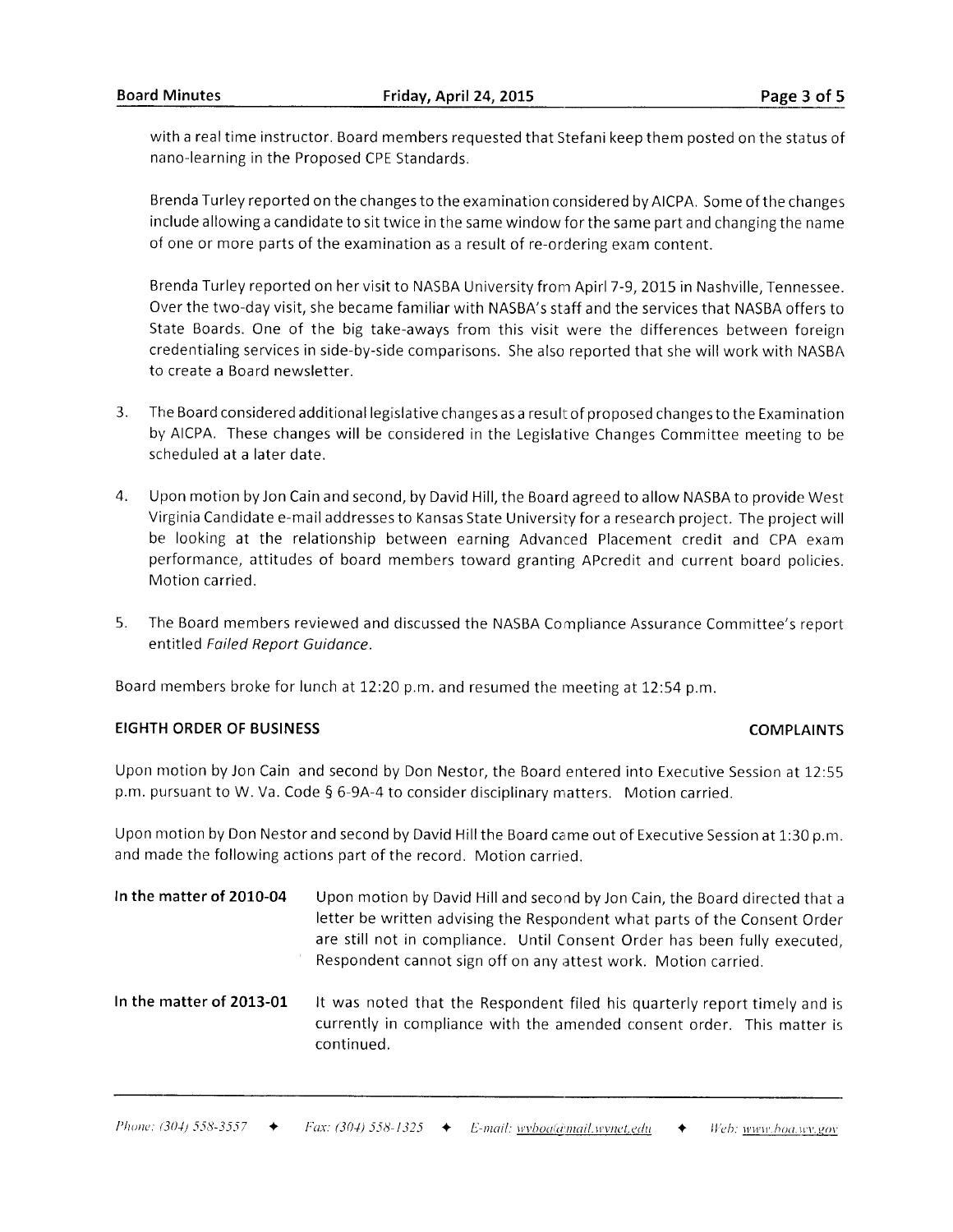with a real time instructor. Board members requested that Stefani keep them posted on the status of nano-learning in the Proposed CPE Standards.

Brenda Turley reported on the changes to the examination considered by AICPA. Some of the changes include allowing a candidate to sit twice in the same window for the same part and changing the name of one or more parts of the examination as a result of re-ordering exam content.

Brenda Turley reported on her visit to NASBA University from Apirl 7-9, 2015 in Nashville, Tennessee. Over the two-day visit, she became familiar with NASBA's staff and the services that NASBA offers to State Boards. One of the big take-aways from this visit were the differences between foreign credentialing services in side-by-side comparisons. She also reported that she will work with NASBA to create a Board newsletter.

3. The Board considered additional legislative changes as a result of proposed changes to the Examination by AICPA. These changes will be considered in the Legislative Changes Committee meeting to be scheduled at a later date.

4. Upon motion by Jon Cain and second, by David Hill, the Board agreed to allow NASBA to provide West Virginia Candidate e-mail addresses to Kansas State University for a research project. The project will be looking at the relationship between earning Advanced Placement credit and CPA exam performance, attitudes of board members toward granting APcredit and current board policies. Motion carried.

5. The Board members reviewed and discussed the NASBA Compliance Assurance Committee's report entitled *Failed Report Guidance*.

Board members broke for lunch at 12:20 p.m. and resumed the meeting at 12:54 p.m.

**EIGHTH ORDER OF BUSINESS** **COMPLAINTS**

Upon motion by Jon Cain and second by Don Nestor, the Board entered into Executive Session at 12:55 p.m. pursuant to W. Va. Code § 6-9A-4 to consider disciplinary matters. Motion carried.

Upon motion by Don Nestor and second by David Hill the Board came out of Executive Session at 1:30 p.m. and made the following actions part of the record. Motion carried.

**In the matter of 2010-04** Upon motion by David Hill and second by Jon Cain, the Board directed that a letter be written advising the Respondent what parts of the Consent Order are still not in compliance. Until Consent Order has been fully executed, Respondent cannot sign off on any attest work. Motion carried.

**In the matter of 2013-01** It was noted that the Respondent filed his quarterly report timely and is currently in compliance with the amended consent order. This matter is continued.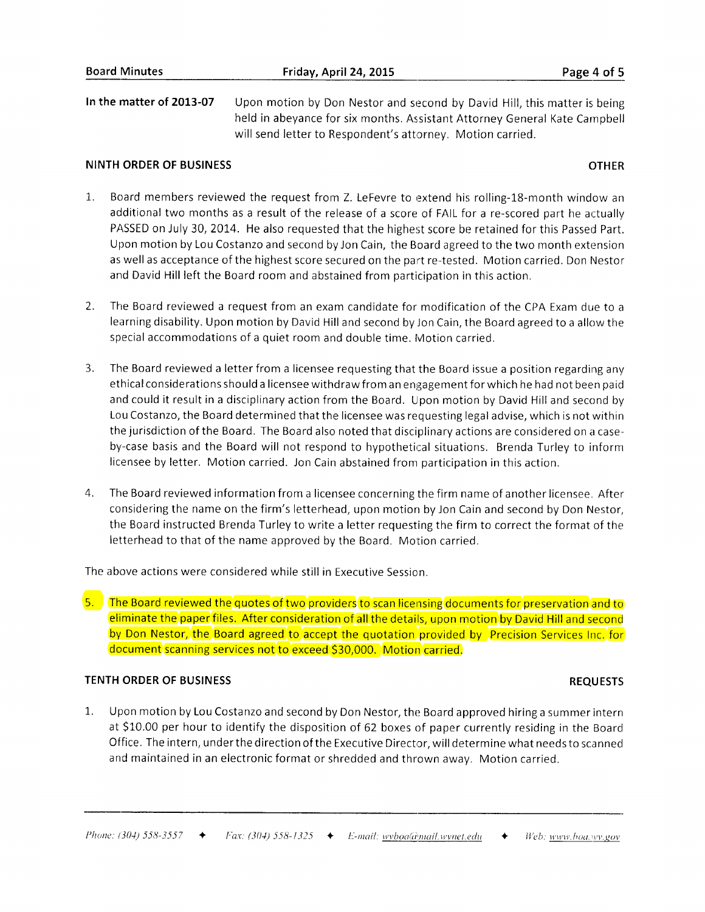**In the matter of 2013-07** Upon motion by Don Nestor and second by David Hill, this matter is being held in abeyance for six months. Assistant Attorney General Kate Campbell will send letter to Respondent's attorney. Motion carried.

## NINTH ORDER OF BUSINESS — OTHER

1. Board members reviewed the request from Z. LeFevre to extend his rolling-18-month window an additional two months as a result of the release of a score of FAIL for a re-scored part he actually PASSED on July 30, 2014. He also requested that the highest score be retained for this Passed Part. Upon motion by Lou Costanzo and second by Jon Cain, the Board agreed to the two month extension as well as acceptance of the highest score secured on the part re-tested. Motion carried. Don Nestor and David Hill left the Board room and abstained from participation in this action.

2. The Board reviewed a request from an exam candidate for modification of the CPA Exam due to a learning disability. Upon motion by David Hill and second by Jon Cain, the Board agreed to a allow the special accommodations of a quiet room and double time. Motion carried.

3. The Board reviewed a letter from a licensee requesting that the Board issue a position regarding any ethical considerations should a licensee withdraw from an engagement for which he had not been paid and could it result in a disciplinary action from the Board. Upon motion by David Hill and second by Lou Costanzo, the Board determined that the licensee was requesting legal advise, which is not within the jurisdiction of the Board. The Board also noted that disciplinary actions are considered on a case-by-case basis and the Board will not respond to hypothetical situations. Brenda Turley to inform licensee by letter. Motion carried. Jon Cain abstained from participation in this action.

4. The Board reviewed information from a licensee concerning the firm name of another licensee. After considering the name on the firm's letterhead, upon motion by Jon Cain and second by Don Nestor, the Board instructed Brenda Turley to write a letter requesting the firm to correct the format of the letterhead to that of the name approved by the Board. Motion carried.

The above actions were considered while still in Executive Session.

5. The Board reviewed the quotes of two providers to scan licensing documents for preservation and to eliminate the paper files. After consideration of all the details, upon motion by David Hill and second by Don Nestor, the Board agreed to accept the quotation provided by Precision Services Inc. for document scanning services not to exceed $30,000. Motion carried.

## TENTH ORDER OF BUSINESS — REQUESTS

1. Upon motion by Lou Costanzo and second by Don Nestor, the Board approved hiring a summer intern at $10.00 per hour to identify the disposition of 62 boxes of paper currently residing in the Board Office. The intern, under the direction of the Executive Director, will determine what needs to scanned and maintained in an electronic format or shredded and thrown away. Motion carried.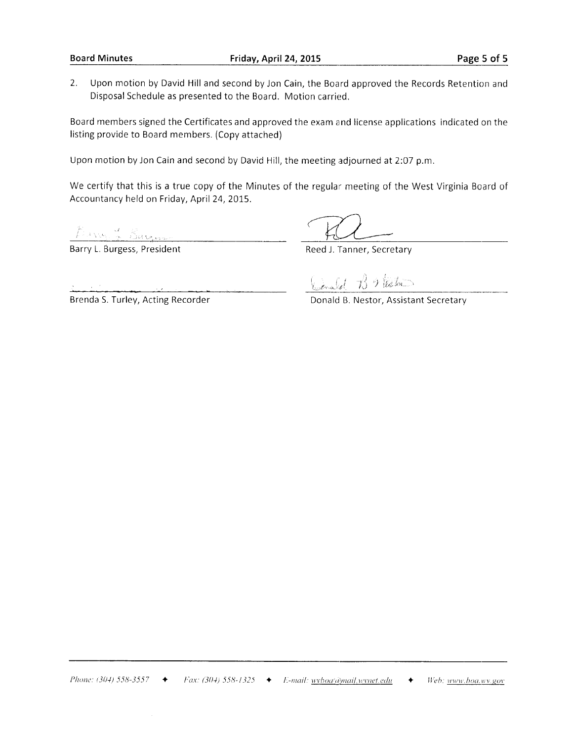2. Upon motion by David Hill and second by Jon Cain, the Board approved the Records Retention and Disposal Schedule as presented to the Board. Motion carried.

Board members signed the Certificates and approved the exam and license applications indicated on the listing provide to Board members. (Copy attached)

Upon motion by Jon Cain and second by David Hill, the meeting adjourned at 2:07 p.m.

We certify that this is a true copy of the Minutes of the regular meeting of the West Virginia Board of Accountancy held on Friday, April 24, 2015.

Barry L. Burgess, President

Reed J. Tanner, Secretary

Brenda S. Turley, Acting Recorder

Donald B. Nestor, Assistant Secretary

*Phone: (304) 558-3557 ✦ Fax: (304) 558-1325 ✦ E-mail: wvboa@mail.wvnet.edu ✦ Web: www.boa.wv.gov*